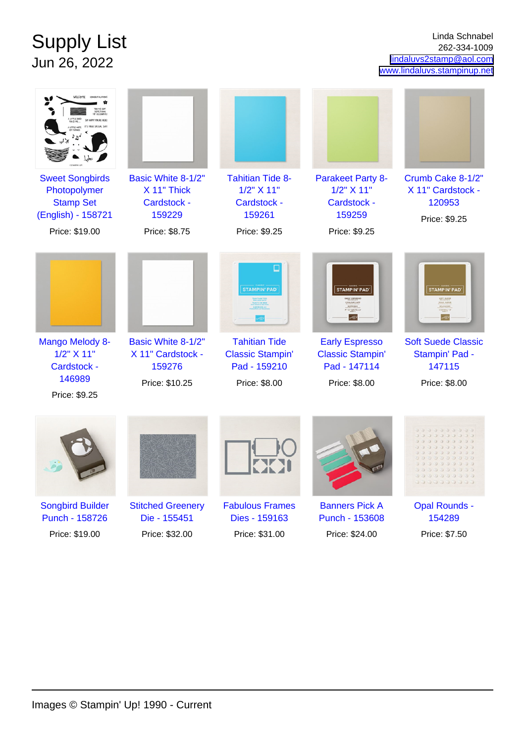# Supply List

Jun 26, 2022

Linda Schnabel
262-334-1009
lindaluvs2stamp@aol.com
www.lindaluvs.stampinup.net

| Item | Price |
|---|---|
| Sweet Songbirds Photopolymer Stamp Set (English) - 158721 | $19.00 |
| Basic White 8-1/2" X 11" Thick Cardstock - 159229 | $8.75 |
| Tahitian Tide 8-1/2" X 11" Cardstock - 159261 | $9.25 |
| Parakeet Party 8-1/2" X 11" Cardstock - 159259 | $9.25 |
| Crumb Cake 8-1/2" X 11" Cardstock - 120953 | $9.25 |
| Mango Melody 8-1/2" X 11" Cardstock - 146989 | $9.25 |
| Basic White 8-1/2" X 11" Cardstock - 159276 | $10.25 |
| Tahitian Tide Classic Stampin' Pad - 159210 | $8.00 |
| Early Espresso Classic Stampin' Pad - 147114 | $8.00 |
| Soft Suede Classic Stampin' Pad - 147115 | $8.00 |
| Songbird Builder Punch - 158726 | $19.00 |
| Stitched Greenery Die - 155451 | $32.00 |
| Fabulous Frames Dies - 159163 | $31.00 |
| Banners Pick A Punch - 153608 | $24.00 |
| Opal Rounds - 154289 | $7.50 |

Images © Stampin' Up! 1990 - Current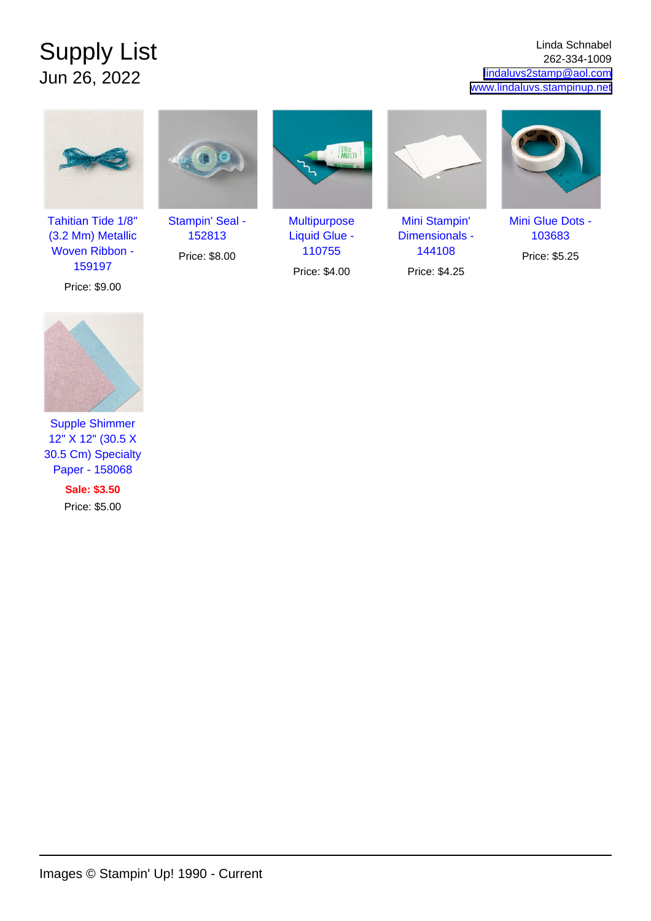# Supply List

Jun 26, 2022

Linda Schnabel
262-334-1009
lindaluvs2stamp@aol.com
www.lindaluvs.stampinup.net

Tahitian Tide 1/8" (3.2 Mm) Metallic Woven Ribbon - 159197

Price: $9.00

Stampin' Seal - 152813

Price: $8.00

Multipurpose Liquid Glue - 110755

Price: $4.00

Mini Stampin' Dimensionals - 144108

Price: $4.25

Mini Glue Dots - 103683

Price: $5.25

Supple Shimmer 12" X 12" (30.5 X 30.5 Cm) Specialty Paper - 158068

**Sale: $3.50**

Price: $5.00

Images © Stampin' Up! 1990 - Current